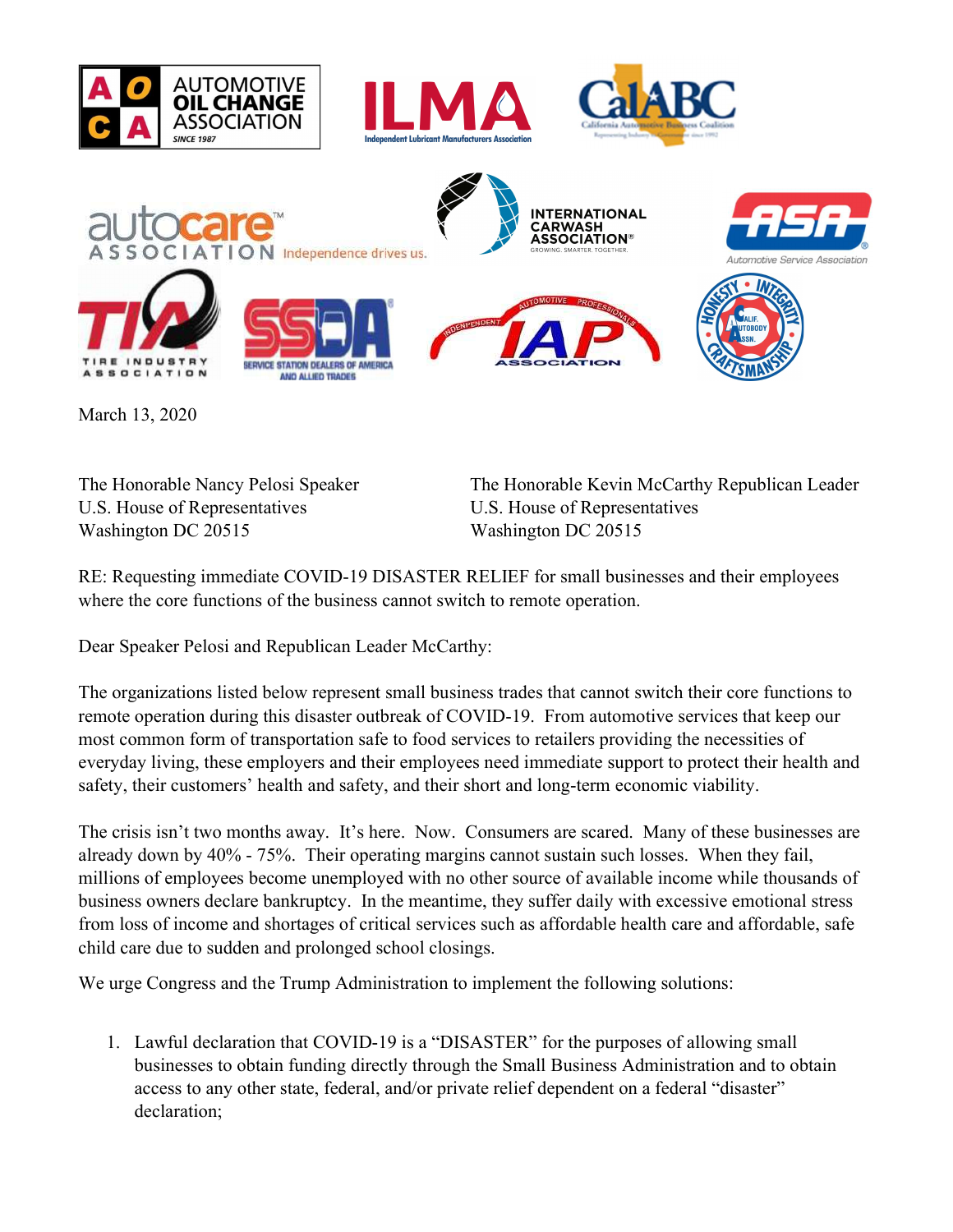March 13, 2020

The Honorable Nancy Pelosi Speaker
U.S. House of Representatives
Washington DC 20515

The Honorable Kevin McCarthy Republican Leader
U.S. House of Representatives
Washington DC 20515

RE: Requesting immediate COVID-19 DISASTER RELIEF for small businesses and their employees where the core functions of the business cannot switch to remote operation.

Dear Speaker Pelosi and Republican Leader McCarthy:

The organizations listed below represent small business trades that cannot switch their core functions to remote operation during this disaster outbreak of COVID-19. From automotive services that keep our most common form of transportation safe to food services to retailers providing the necessities of everyday living, these employers and their employees need immediate support to protect their health and safety, their customers' health and safety, and their short and long-term economic viability.

The crisis isn't two months away. It's here. Now. Consumers are scared. Many of these businesses are already down by 40% - 75%. Their operating margins cannot sustain such losses. When they fail, millions of employees become unemployed with no other source of available income while thousands of business owners declare bankruptcy. In the meantime, they suffer daily with excessive emotional stress from loss of income and shortages of critical services such as affordable health care and affordable, safe child care due to sudden and prolonged school closings.

We urge Congress and the Trump Administration to implement the following solutions:

1. Lawful declaration that COVID-19 is a "DISASTER" for the purposes of allowing small businesses to obtain funding directly through the Small Business Administration and to obtain access to any other state, federal, and/or private relief dependent on a federal "disaster" declaration;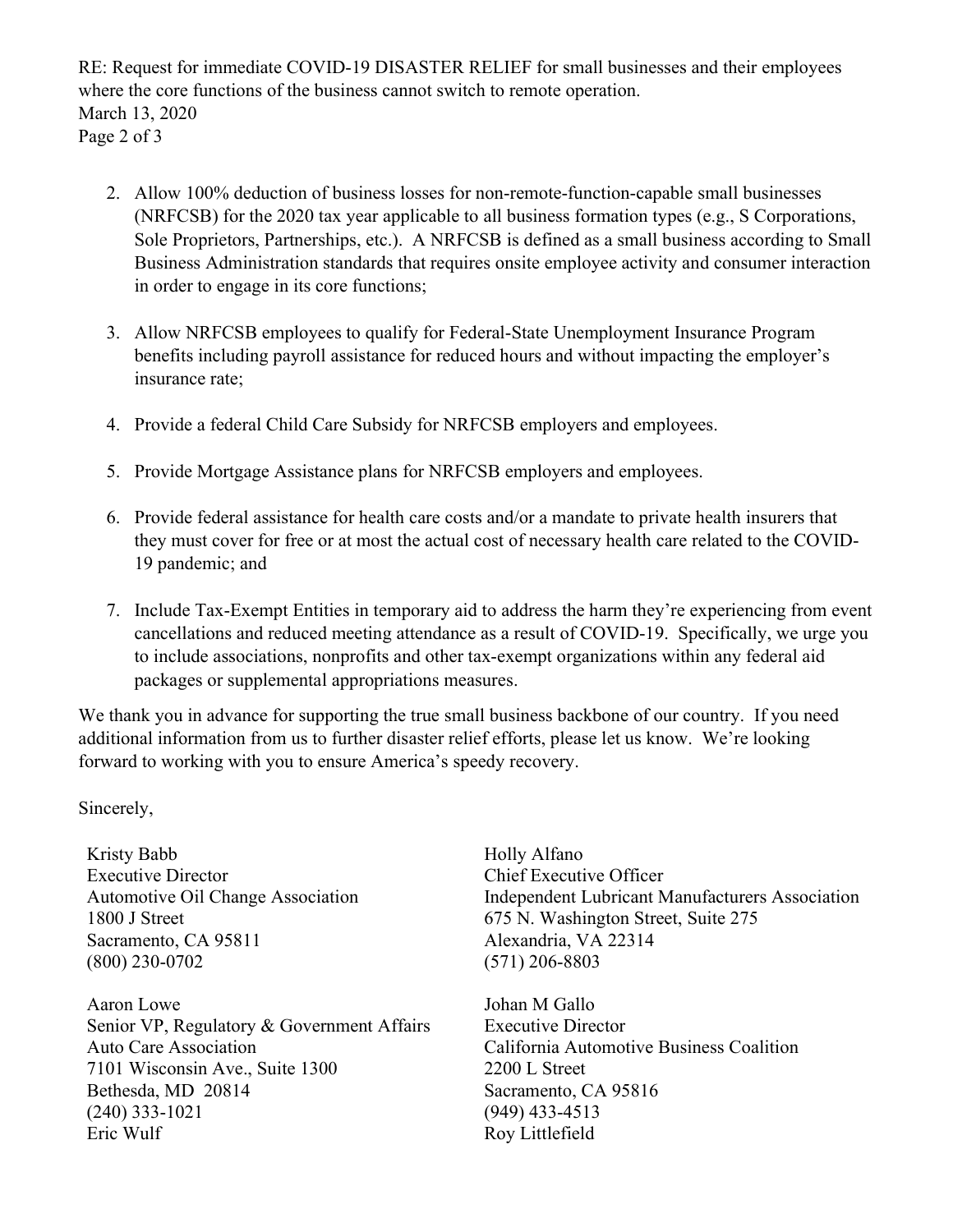2. Allow 100% deduction of business losses for non-remote-function-capable small businesses (NRFCSB) for the 2020 tax year applicable to all business formation types (e.g., S Corporations, Sole Proprietors, Partnerships, etc.). A NRFCSB is defined as a small business according to Small Business Administration standards that requires onsite employee activity and consumer interaction in order to engage in its core functions;

3. Allow NRFCSB employees to qualify for Federal-State Unemployment Insurance Program benefits including payroll assistance for reduced hours and without impacting the employer's insurance rate;

4. Provide a federal Child Care Subsidy for NRFCSB employers and employees.

5. Provide Mortgage Assistance plans for NRFCSB employers and employees.

6. Provide federal assistance for health care costs and/or a mandate to private health insurers that they must cover for free or at most the actual cost of necessary health care related to the COVID-19 pandemic; and

7. Include Tax-Exempt Entities in temporary aid to address the harm they're experiencing from event cancellations and reduced meeting attendance as a result of COVID-19. Specifically, we urge you to include associations, nonprofits and other tax-exempt organizations within any federal aid packages or supplemental appropriations measures.

We thank you in advance for supporting the true small business backbone of our country. If you need additional information from us to further disaster relief efforts, please let us know. We're looking forward to working with you to ensure America's speedy recovery.

Sincerely,

Kristy Babb
Executive Director
Automotive Oil Change Association
1800 J Street
Sacramento, CA 95811
(800) 230-0702

Holly Alfano
Chief Executive Officer
Independent Lubricant Manufacturers Association
675 N. Washington Street, Suite 275
Alexandria, VA 22314
(571) 206-8803

Aaron Lowe
Senior VP, Regulatory & Government Affairs
Auto Care Association
7101 Wisconsin Ave., Suite 1300
Bethesda, MD 20814
(240) 333-1021

Johan M Gallo
Executive Director
California Automotive Business Coalition
2200 L Street
Sacramento, CA 95816
(949) 433-4513

Eric Wulf

Roy Littlefield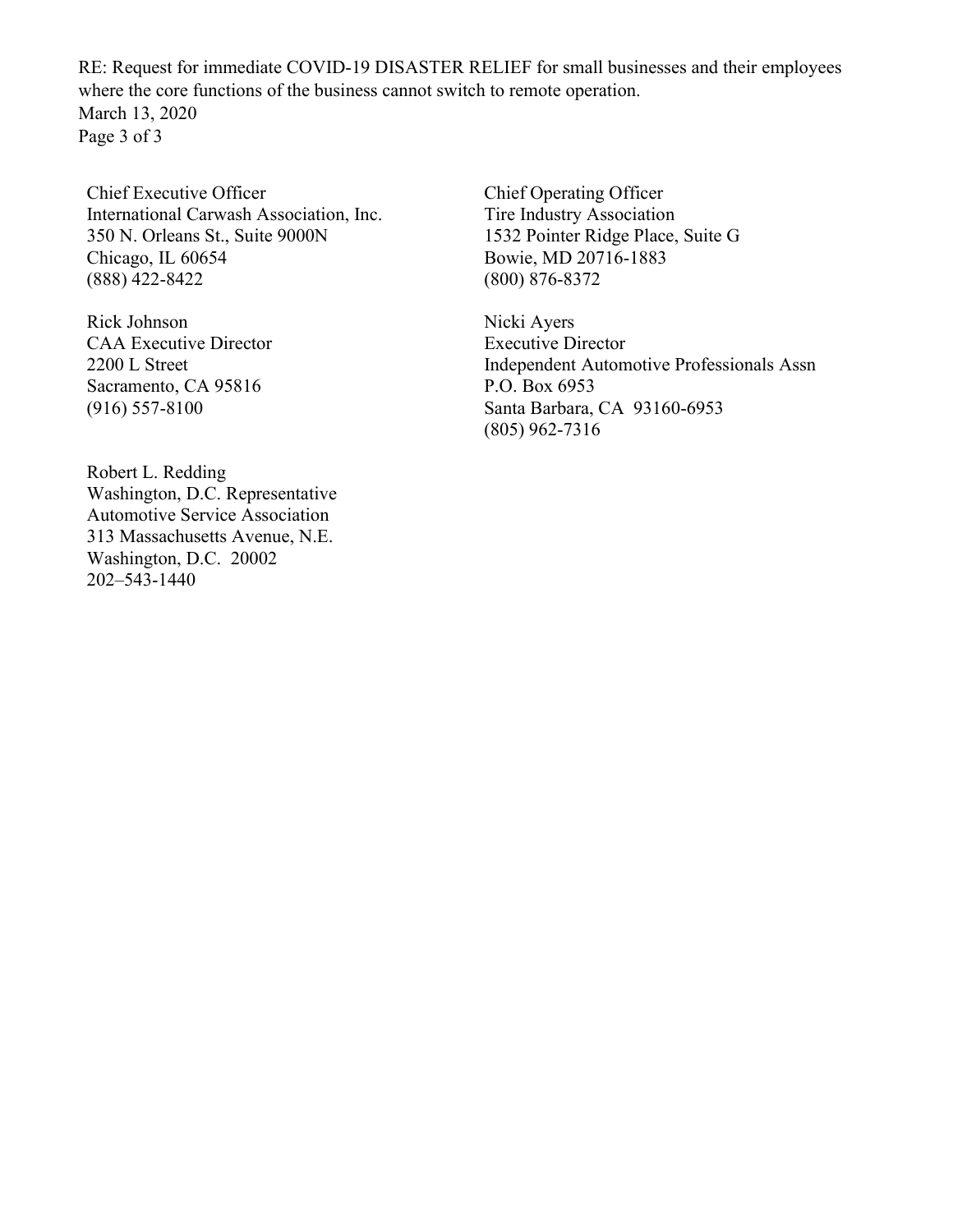Chief Executive Officer
International Carwash Association, Inc.
350 N. Orleans St., Suite 9000N
Chicago, IL 60654
(888) 422-8422

Rick Johnson
CAA Executive Director
2200 L Street
Sacramento, CA 95816
(916) 557-8100

Robert L. Redding
Washington, D.C. Representative
Automotive Service Association
313 Massachusetts Avenue, N.E.
Washington, D.C. 20002
202–543-1440

Chief Operating Officer
Tire Industry Association
1532 Pointer Ridge Place, Suite G
Bowie, MD 20716-1883
(800) 876-8372

Nicki Ayers
Executive Director
Independent Automotive Professionals Assn
P.O. Box 6953
Santa Barbara, CA 93160-6953
(805) 962-7316